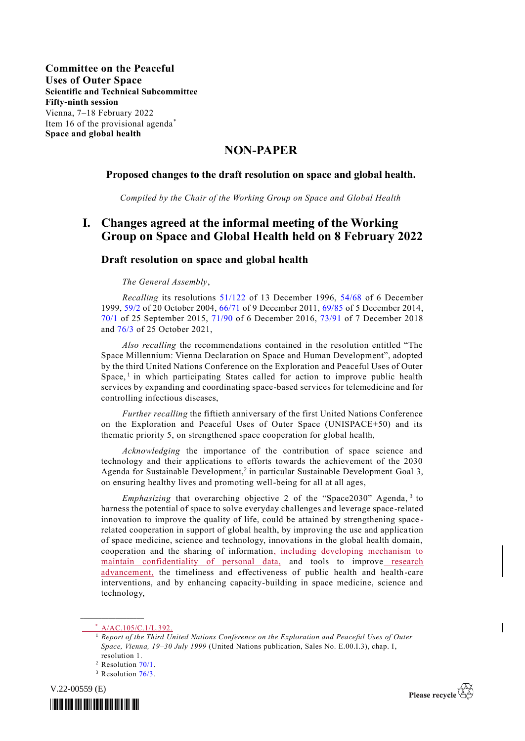**Committee on the Peaceful Uses of Outer Space**
**Scientific and Technical Subcommittee**
**Fifty-ninth session**
Vienna, 7–18 February 2022
Item 16 of the provisional agenda[*]
**Space and global health**

# NON-PAPER

### Proposed changes to the draft resolution on space and global health.

*Compiled by the Chair of the Working Group on Space and Global Health*

## I. Changes agreed at the informal meeting of the Working Group on Space and Global Health held on 8 February 2022

### Draft resolution on space and global health

*The General Assembly*,

*Recalling* its resolutions 51/122 of 13 December 1996, 54/68 of 6 December 1999, 59/2 of 20 October 2004, 66/71 of 9 December 2011, 69/85 of 5 December 2014, 70/1 of 25 September 2015, 71/90 of 6 December 2016, 73/91 of 7 December 2018 and 76/3 of 25 October 2021,

*Also recalling* the recommendations contained in the resolution entitled "The Space Millennium: Vienna Declaration on Space and Human Development", adopted by the third United Nations Conference on the Exploration and Peaceful Uses of Outer Space,[1] in which participating States called for action to improve public health services by expanding and coordinating space-based services for telemedicine and for controlling infectious diseases,

*Further recalling* the fiftieth anniversary of the first United Nations Conference on the Exploration and Peaceful Uses of Outer Space (UNISPACE+50) and its thematic priority 5, on strengthened space cooperation for global health,

*Acknowledging* the importance of the contribution of space science and technology and their applications to efforts towards the achievement of the 2030 Agenda for Sustainable Development,[2] in particular Sustainable Development Goal 3, on ensuring healthy lives and promoting well-being for all at all ages,

*Emphasizing* that overarching objective 2 of the "Space2030" Agenda,[3] to harness the potential of space to solve everyday challenges and leverage space-related innovation to improve the quality of life, could be attained by strengthening space-related cooperation in support of global health, by improving the use and application of space medicine, science and technology, innovations in the global health domain, cooperation and the sharing of information, including developing mechanism to maintain confidentiality of personal data, and tools to improve research advancement, the timeliness and effectiveness of public health and health-care interventions, and by enhancing capacity-building in space medicine, science and technology,

---

[*] A/AC.105/C.1/L.392.

[1] *Report of the Third United Nations Conference on the Exploration and Peaceful Uses of Outer Space, Vienna, 19–30 July 1999* (United Nations publication, Sales No. E.00.I.3), chap. I, resolution 1.

[2] Resolution 70/1.

[3] Resolution 76/3.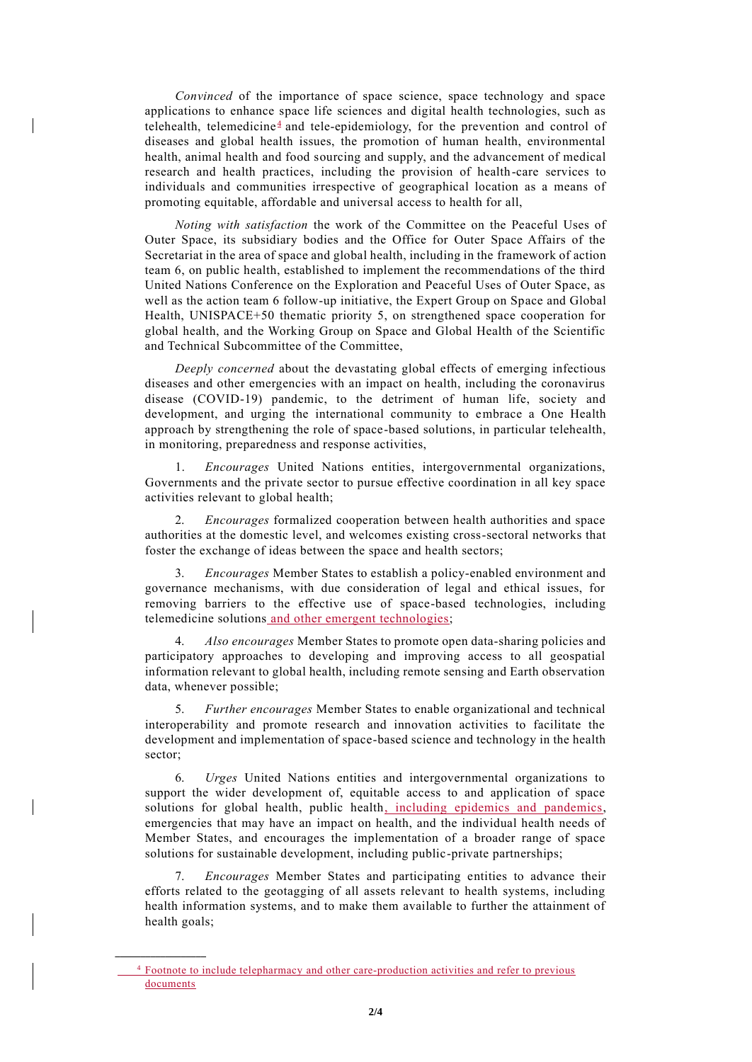*Convinced* of the importance of space science, space technology and space applications to enhance space life sciences and digital health technologies, such as telehealth, telemedicine[4] and tele-epidemiology, for the prevention and control of diseases and global health issues, the promotion of human health, environmental health, animal health and food sourcing and supply, and the advancement of medical research and health practices, including the provision of health-care services to individuals and communities irrespective of geographical location as a means of promoting equitable, affordable and universal access to health for all,

*Noting with satisfaction* the work of the Committee on the Peaceful Uses of Outer Space, its subsidiary bodies and the Office for Outer Space Affairs of the Secretariat in the area of space and global health, including in the framework of action team 6, on public health, established to implement the recommendations of the third United Nations Conference on the Exploration and Peaceful Uses of Outer Space, as well as the action team 6 follow-up initiative, the Expert Group on Space and Global Health, UNISPACE+50 thematic priority 5, on strengthened space cooperation for global health, and the Working Group on Space and Global Health of the Scientific and Technical Subcommittee of the Committee,

*Deeply concerned* about the devastating global effects of emerging infectious diseases and other emergencies with an impact on health, including the coronavirus disease (COVID-19) pandemic, to the detriment of human life, society and development, and urging the international community to embrace a One Health approach by strengthening the role of space-based solutions, in particular telehealth, in monitoring, preparedness and response activities,

1. *Encourages* United Nations entities, intergovernmental organizations, Governments and the private sector to pursue effective coordination in all key space activities relevant to global health;

2. *Encourages* formalized cooperation between health authorities and space authorities at the domestic level, and welcomes existing cross-sectoral networks that foster the exchange of ideas between the space and health sectors;

3. *Encourages* Member States to establish a policy-enabled environment and governance mechanisms, with due consideration of legal and ethical issues, for removing barriers to the effective use of space-based technologies, including telemedicine solutions and other emergent technologies;

4. *Also encourages* Member States to promote open data-sharing policies and participatory approaches to developing and improving access to all geospatial information relevant to global health, including remote sensing and Earth observation data, whenever possible;

5. *Further encourages* Member States to enable organizational and technical interoperability and promote research and innovation activities to facilitate the development and implementation of space-based science and technology in the health sector;

6. *Urges* United Nations entities and intergovernmental organizations to support the wider development of, equitable access to and application of space solutions for global health, public health, including epidemics and pandemics, emergencies that may have an impact on health, and the individual health needs of Member States, and encourages the implementation of a broader range of space solutions for sustainable development, including public-private partnerships;

7. *Encourages* Member States and participating entities to advance their efforts related to the geotagging of all assets relevant to health systems, including health information systems, and to make them available to further the attainment of health goals;

---

[4] Footnote to include telepharmacy and other care-production activities and refer to previous documents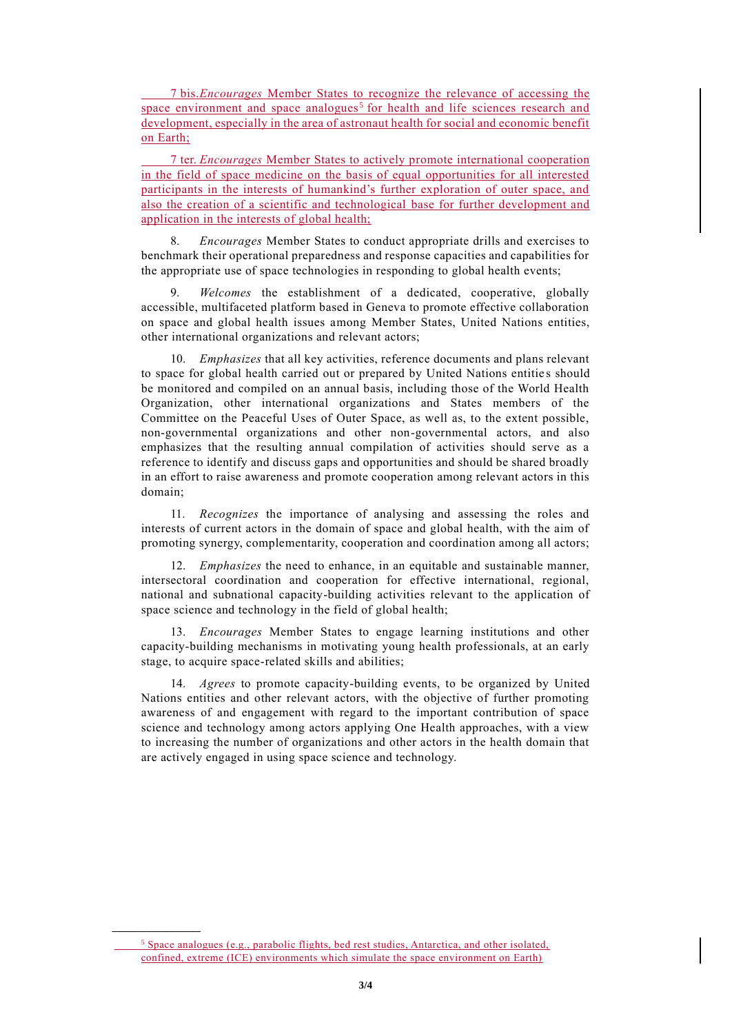7 bis. *Encourages* Member States to recognize the relevance of accessing the space environment and space analogues[5] for health and life sciences research and development, especially in the area of astronaut health for social and economic benefit on Earth;

7 ter. *Encourages* Member States to actively promote international cooperation in the field of space medicine on the basis of equal opportunities for all interested participants in the interests of humankind's further exploration of outer space, and also the creation of a scientific and technological base for further development and application in the interests of global health;

8. *Encourages* Member States to conduct appropriate drills and exercises to benchmark their operational preparedness and response capacities and capabilities for the appropriate use of space technologies in responding to global health events;

9. *Welcomes* the establishment of a dedicated, cooperative, globally accessible, multifaceted platform based in Geneva to promote effective collaboration on space and global health issues among Member States, United Nations entities, other international organizations and relevant actors;

10. *Emphasizes* that all key activities, reference documents and plans relevant to space for global health carried out or prepared by United Nations entities should be monitored and compiled on an annual basis, including those of the World Health Organization, other international organizations and States members of the Committee on the Peaceful Uses of Outer Space, as well as, to the extent possible, non-governmental organizations and other non-governmental actors, and also emphasizes that the resulting annual compilation of activities should serve as a reference to identify and discuss gaps and opportunities and should be shared broadly in an effort to raise awareness and promote cooperation among relevant actors in this domain;

11. *Recognizes* the importance of analysing and assessing the roles and interests of current actors in the domain of space and global health, with the aim of promoting synergy, complementarity, cooperation and coordination among all actors;

12. *Emphasizes* the need to enhance, in an equitable and sustainable manner, intersectoral coordination and cooperation for effective international, regional, national and subnational capacity-building activities relevant to the application of space science and technology in the field of global health;

13. *Encourages* Member States to engage learning institutions and other capacity-building mechanisms in motivating young health professionals, at an early stage, to acquire space-related skills and abilities;

14. *Agrees* to promote capacity-building events, to be organized by United Nations entities and other relevant actors, with the objective of further promoting awareness of and engagement with regard to the important contribution of space science and technology among actors applying One Health approaches, with a view to increasing the number of organizations and other actors in the health domain that are actively engaged in using space science and technology.

---

[5] Space analogues (e.g., parabolic flights, bed rest studies, Antarctica, and other isolated, confined, extreme (ICE) environments which simulate the space environment on Earth)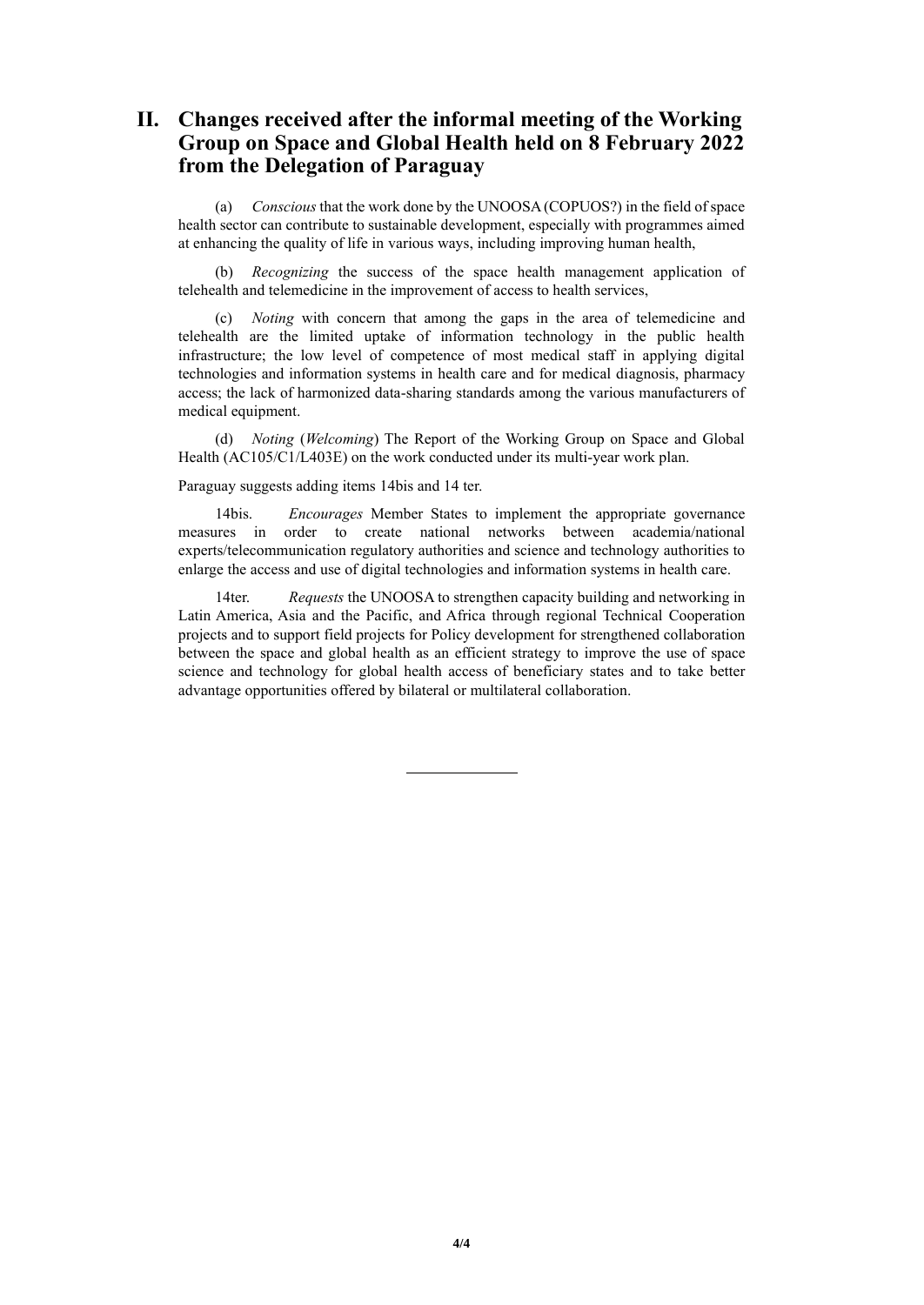## II. Changes received after the informal meeting of the Working Group on Space and Global Health held on 8 February 2022 from the Delegation of Paraguay

(a) *Conscious* that the work done by the UNOOSA (COPUOS?) in the field of space health sector can contribute to sustainable development, especially with programmes aimed at enhancing the quality of life in various ways, including improving human health,

(b) *Recognizing* the success of the space health management application of telehealth and telemedicine in the improvement of access to health services,

(c) *Noting* with concern that among the gaps in the area of telemedicine and telehealth are the limited uptake of information technology in the public health infrastructure; the low level of competence of most medical staff in applying digital technologies and information systems in health care and for medical diagnosis, pharmacy access; the lack of harmonized data-sharing standards among the various manufacturers of medical equipment.

(d) *Noting* (*Welcoming*) The Report of the Working Group on Space and Global Health (AC105/C1/L403E) on the work conducted under its multi-year work plan.

Paraguay suggests adding items 14bis and 14 ter.

14bis. *Encourages* Member States to implement the appropriate governance measures in order to create national networks between academia/national experts/telecommunication regulatory authorities and science and technology authorities to enlarge the access and use of digital technologies and information systems in health care.

14ter. *Requests* the UNOOSA to strengthen capacity building and networking in Latin America, Asia and the Pacific, and Africa through regional Technical Cooperation projects and to support field projects for Policy development for strengthened collaboration between the space and global health as an efficient strategy to improve the use of space science and technology for global health access of beneficiary states and to take better advantage opportunities offered by bilateral or multilateral collaboration.